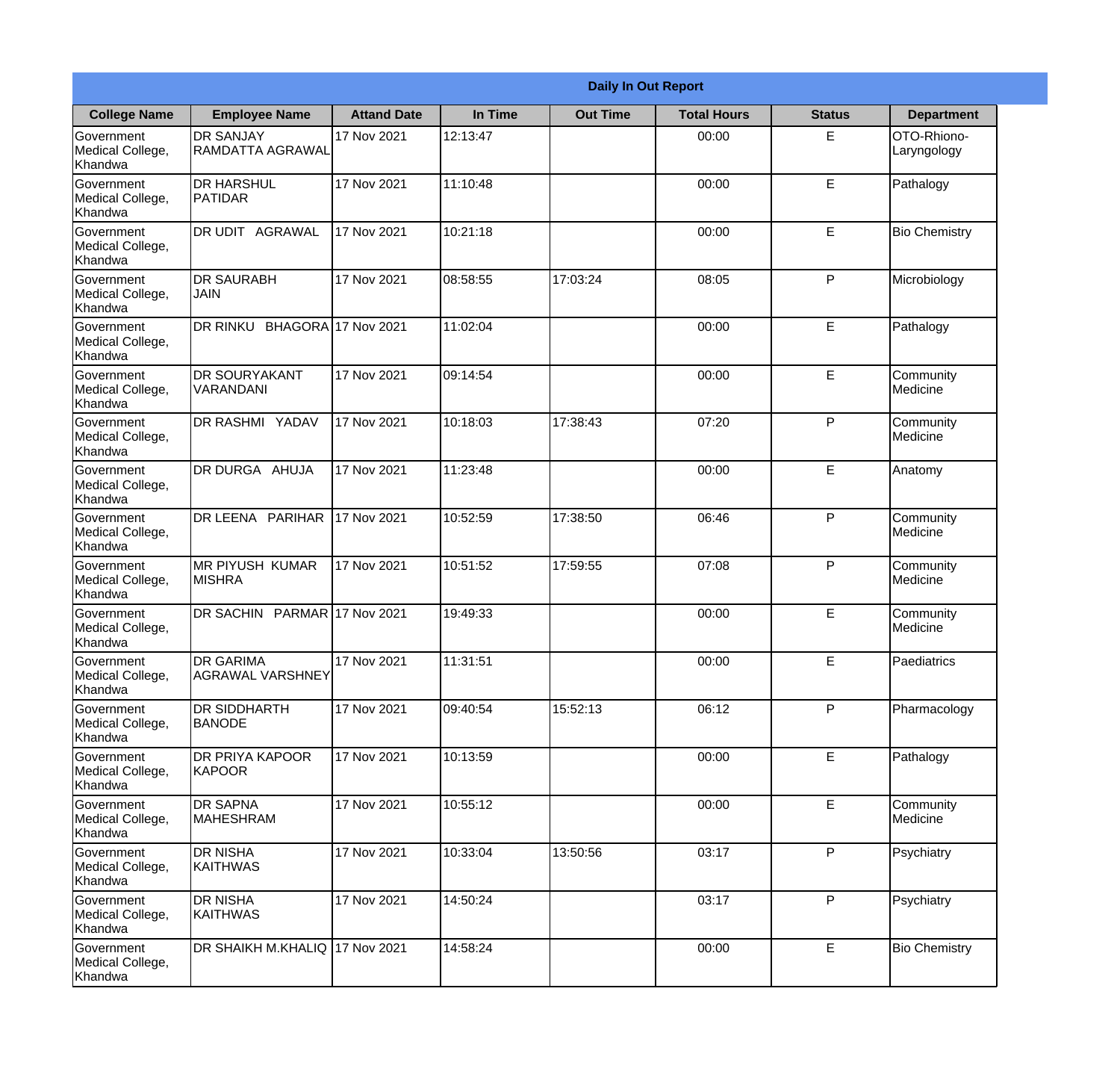| Daily In Out Report | | | | | | | |
|---|---|---|---|---|---|---|---|
| **College Name** | **Employee Name** | **Attand Date** | **In Time** | **Out Time** | **Total Hours** | **Status** | **Department** |
| Government Medical College, Khandwa | DR SANJAY RAMDATTA AGRAWAL | 17 Nov 2021 | 12:13:47 | | 00:00 | E | OTO-Rhiono-Laryngology |
| Government Medical College, Khandwa | DR HARSHUL PATIDAR | 17 Nov 2021 | 11:10:48 | | 00:00 | E | Pathalogy |
| Government Medical College, Khandwa | DR UDIT AGRAWAL | 17 Nov 2021 | 10:21:18 | | 00:00 | E | Bio Chemistry |
| Government Medical College, Khandwa | DR SAURABH JAIN | 17 Nov 2021 | 08:58:55 | 17:03:24 | 08:05 | P | Microbiology |
| Government Medical College, Khandwa | DR RINKU BHAGORA | 17 Nov 2021 | 11:02:04 | | 00:00 | E | Pathalogy |
| Government Medical College, Khandwa | DR SOURYAKANT VARANDANI | 17 Nov 2021 | 09:14:54 | | 00:00 | E | Community Medicine |
| Government Medical College, Khandwa | DR RASHMI YADAV | 17 Nov 2021 | 10:18:03 | 17:38:43 | 07:20 | P | Community Medicine |
| Government Medical College, Khandwa | DR DURGA AHUJA | 17 Nov 2021 | 11:23:48 | | 00:00 | E | Anatomy |
| Government Medical College, Khandwa | DR LEENA PARIHAR | 17 Nov 2021 | 10:52:59 | 17:38:50 | 06:46 | P | Community Medicine |
| Government Medical College, Khandwa | MR PIYUSH KUMAR MISHRA | 17 Nov 2021 | 10:51:52 | 17:59:55 | 07:08 | P | Community Medicine |
| Government Medical College, Khandwa | DR SACHIN PARMAR | 17 Nov 2021 | 19:49:33 | | 00:00 | E | Community Medicine |
| Government Medical College, Khandwa | DR GARIMA AGRAWAL VARSHNEY | 17 Nov 2021 | 11:31:51 | | 00:00 | E | Paediatrics |
| Government Medical College, Khandwa | DR SIDDHARTH BANODE | 17 Nov 2021 | 09:40:54 | 15:52:13 | 06:12 | P | Pharmacology |
| Government Medical College, Khandwa | DR PRIYA KAPOOR KAPOOR | 17 Nov 2021 | 10:13:59 | | 00:00 | E | Pathalogy |
| Government Medical College, Khandwa | DR SAPNA MAHESHRAM | 17 Nov 2021 | 10:55:12 | | 00:00 | E | Community Medicine |
| Government Medical College, Khandwa | DR NISHA KAITHWAS | 17 Nov 2021 | 10:33:04 | 13:50:56 | 03:17 | P | Psychiatry |
| Government Medical College, Khandwa | DR NISHA KAITHWAS | 17 Nov 2021 | 14:50:24 | | 03:17 | P | Psychiatry |
| Government Medical College, Khandwa | DR SHAIKH M.KHALIQ | 17 Nov 2021 | 14:58:24 | | 00:00 | E | Bio Chemistry |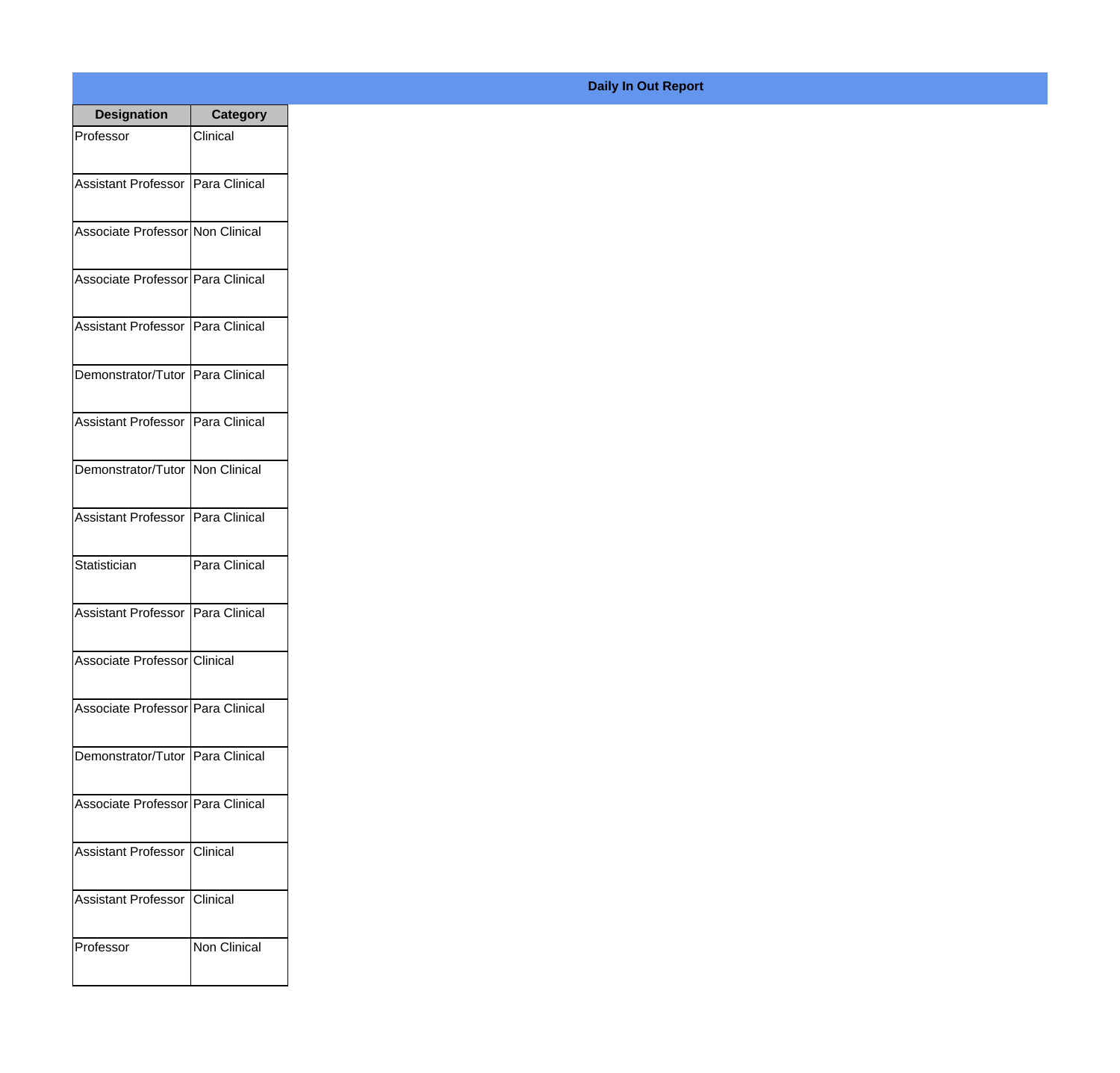**Daily In Out Report**

| Designation | Category |
|---|---|
| Professor | Clinical |
| Assistant Professor | Para Clinical |
| Associate Professor | Non Clinical |
| Associate Professor | Para Clinical |
| Assistant Professor | Para Clinical |
| Demonstrator/Tutor | Para Clinical |
| Assistant Professor | Para Clinical |
| Demonstrator/Tutor | Non Clinical |
| Assistant Professor | Para Clinical |
| Statistician | Para Clinical |
| Assistant Professor | Para Clinical |
| Associate Professor | Clinical |
| Associate Professor | Para Clinical |
| Demonstrator/Tutor | Para Clinical |
| Associate Professor | Para Clinical |
| Assistant Professor | Clinical |
| Assistant Professor | Clinical |
| Professor | Non Clinical |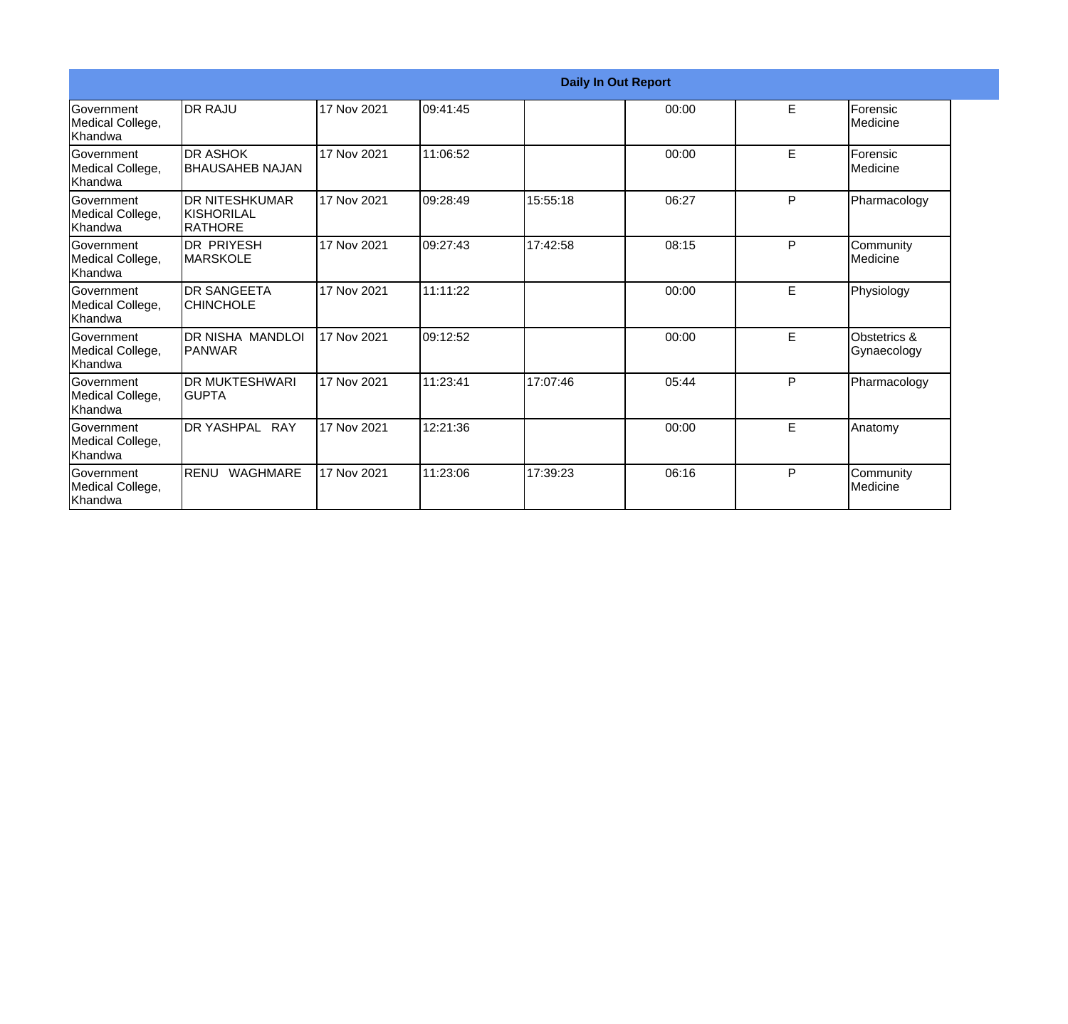**Daily In Out Report**

| | | | | | | | |
|---|---|---|---|---|---|---|---|
| Government Medical College, Khandwa | DR RAJU | 17 Nov 2021 | 09:41:45 | | 00:00 | E | Forensic Medicine |
| Government Medical College, Khandwa | DR ASHOK BHAUSAHEB NAJAN | 17 Nov 2021 | 11:06:52 | | 00:00 | E | Forensic Medicine |
| Government Medical College, Khandwa | DR NITESHKUMAR KISHORILAL RATHORE | 17 Nov 2021 | 09:28:49 | 15:55:18 | 06:27 | P | Pharmacology |
| Government Medical College, Khandwa | DR PRIYESH MARSKOLE | 17 Nov 2021 | 09:27:43 | 17:42:58 | 08:15 | P | Community Medicine |
| Government Medical College, Khandwa | DR SANGEETA CHINCHOLE | 17 Nov 2021 | 11:11:22 | | 00:00 | E | Physiology |
| Government Medical College, Khandwa | DR NISHA MANDLOI PANWAR | 17 Nov 2021 | 09:12:52 | | 00:00 | E | Obstetrics & Gynaecology |
| Government Medical College, Khandwa | DR MUKTESHWARI GUPTA | 17 Nov 2021 | 11:23:41 | 17:07:46 | 05:44 | P | Pharmacology |
| Government Medical College, Khandwa | DR YASHPAL RAY | 17 Nov 2021 | 12:21:36 | | 00:00 | E | Anatomy |
| Government Medical College, Khandwa | RENU WAGHMARE | 17 Nov 2021 | 11:23:06 | 17:39:23 | 06:16 | P | Community Medicine |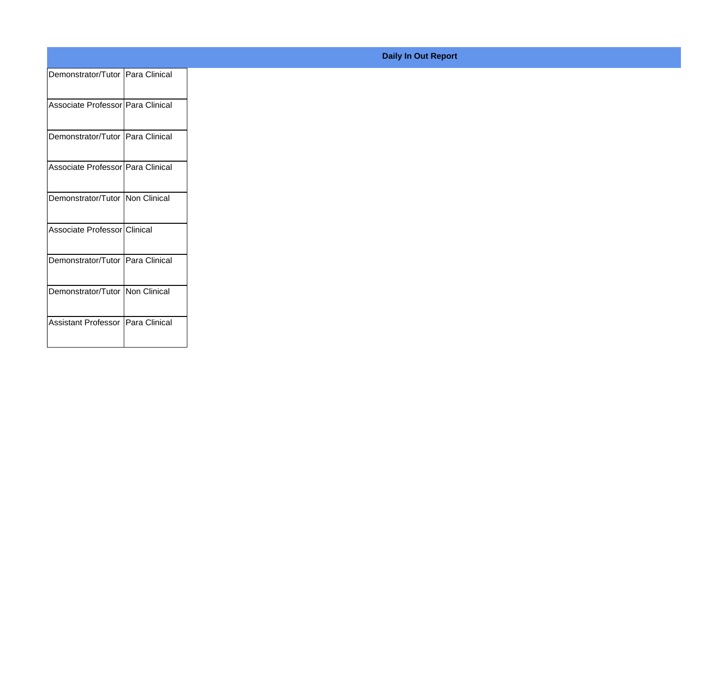**Daily In Out Report**

| | |
|---|---|
| Demonstrator/Tutor | Para Clinical |
| Associate Professor | Para Clinical |
| Demonstrator/Tutor | Para Clinical |
| Associate Professor | Para Clinical |
| Demonstrator/Tutor | Non Clinical |
| Associate Professor | Clinical |
| Demonstrator/Tutor | Para Clinical |
| Demonstrator/Tutor | Non Clinical |
| Assistant Professor | Para Clinical |